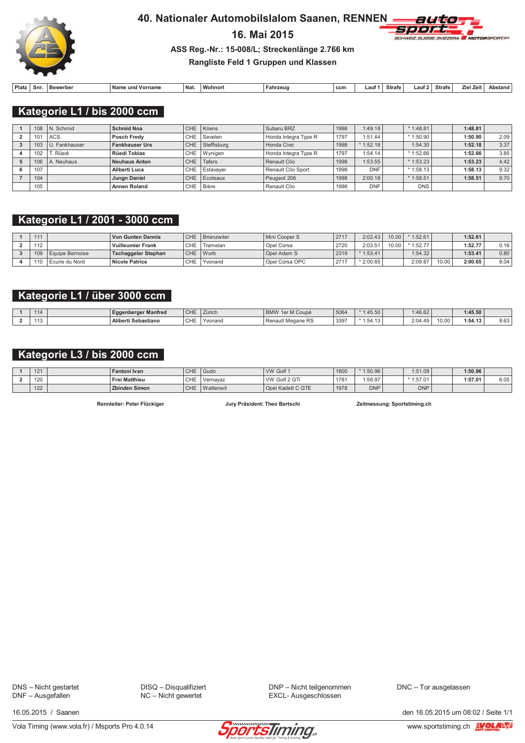# 40. Nationaler Automobilslalom Saanen, RENNEN

## 16. Mai 2015

**ASS Reg.-Nr.: 15-008/L; Streckenlänge 2.766 km**

**Rangliste Feld 1 Gruppen und Klassen**

## Kategorie L1 / bis 2000 ccm

| Platz | Snr. | Bewerber | Name und Vorname | Nat. | Wohnort | Fahrzeug | ccm | Lauf 1 | Strafe | Lauf 2 | Strafe | Ziel Zeit | Abstand |
|---|---|---|---|---|---|---|---|---|---|---|---|---|---|
| 1 | 108 | N. Schmid | **Schmid Noa** | CHE | Kriens | Subaru BRZ | 1998 | 1:49.18 | | * 1:48.81 | | **1:48.81** | |
| 2 | 101 | ACS | **Posch Fredy** | CHE | Sevelen | Honda Integra Type R | 1797 | 1:51.44 | | * 1:50.90 | | **1:50.90** | 2.09 |
| 3 | 103 | U. Fankhauser | **Fankhauser Urs** | CHE | Steffisburg | Honda Civic | 1998 | * 1:52.18 | | 1:54.30 | | **1:52.18** | 3.37 |
| 4 | 102 | T. Rüedi | **Rüedi Tobias** | CHE | Wynigen | Honda Integra Type R | 1797 | 1:54.14 | | * 1:52.66 | | **1:52.66** | 3.85 |
| 5 | 106 | A. Neuhaus | **Neuhaus Anton** | CHE | Tafers | Renault Clio | 1998 | 1:53.55 | | * 1:53.23 | | **1:53.23** | 4.42 |
| 6 | 107 | | **Aliberti Luca** | CHE | Estavayer | Renault Clio Sport | 1998 | DNF | | * 1:58.13 | | **1:58.13** | 9.32 |
| 7 | 104 | | **Jungn Daniel** | CHE | Ecoteaux | Peugeot 206 | 1998 | 2:00.18 | | * 1:58.51 | | **1:58.51** | 9.70 |
| | 105 | | **Annen Roland** | CHE | Bière | Renault Clio | 1998 | DNF | | DNS | | | |

## Kategorie L1 / 2001 - 3000 ccm

| Platz | Snr. | Bewerber | Name und Vorname | Nat. | Wohnort | Fahrzeug | ccm | Lauf 1 | Strafe | Lauf 2 | Strafe | Ziel Zeit | Abstand |
|---|---|---|---|---|---|---|---|---|---|---|---|---|---|
| 1 | 111 | | **Von Gunten Dennis** | CHE | Brienzwiler | Mini Cooper S | 2717 | 2:02.43 | 10.00 | * 1:52.61 | | **1:52.61** | |
| 2 | 112 | | **Vuilleumier Frank** | CHE | Tramelan | Opel Corsa | 2720 | 2:03.51 | 10.00 | * 1:52.77 | | **1:52.77** | 0.16 |
| 3 | 109 | Equipe Bernoise | **Tschaggelar Stephan** | CHE | Worb | Opel Adam S | 2319 | * 1:53.41 | | 1:54.32 | | **1:53.41** | 0.80 |
| 4 | 110 | Ecurie du Nord | **Nicole Patrice** | CHE | Yvonand | Opel Corsa OPC | 2717 | * 2:00.65 | | 2:09.87 | 10.00 | **2:00.65** | 8.04 |

## Kategorie L1 / über 3000 ccm

| Platz | Snr. | Bewerber | Name und Vorname | Nat. | Wohnort | Fahrzeug | ccm | Lauf 1 | Strafe | Lauf 2 | Strafe | Ziel Zeit | Abstand |
|---|---|---|---|---|---|---|---|---|---|---|---|---|---|
| 1 | 114 | | **Eggenberger Manfred** | CHE | Zürich | BMW 1er M Coupé | 5064 | * 1:45.50 | | 1:46.62 | | **1:45.50** | |
| 2 | 113 | | **Aliberti Sebastiano** | CHE | Yvonand | Renault Megane RS | 3397 | * 1:54.13 | | 2:04.49 | 10.00 | **1:54.13** | 8.63 |

## Kategorie L3 / bis 2000 ccm

| Platz | Snr. | Bewerber | Name und Vorname | Nat. | Wohnort | Fahrzeug | ccm | Lauf 1 | Strafe | Lauf 2 | Strafe | Ziel Zeit | Abstand |
|---|---|---|---|---|---|---|---|---|---|---|---|---|---|
| 1 | 121 | | **Fantoni Ivan** | CHE | Gudo | VW Golf 1 | 1800 | * 1:50.96 | | 1:51.09 | | **1:50.96** | |
| 2 | 120 | | **Frei Matthieu** | CHE | Vernayaz | VW Golf 2 GTi | 1781 | 1:58.97 | | * 1:57.01 | | **1:57.01** | 6.05 |
| | 122 | | **Zbinden Simon** | CHE | Wattenwil | Opel Kadett C GTE | 1978 | DNP | | DNP | | | |

**Rennleiter: Peter Flückiger** **Jury Präsident: Theo Bertschi** **Zeitmessung: Sportstiming.ch**

DNS – Nicht gestartet
DNF – Ausgefallen
DISQ – Disqualifiziert
NC – Nicht gewertet
DNP – Nicht teilgenommen
EXCL- Ausgeschlossen
DNC – Tor ausgelassen

16.05.2015 / Saanen

den 16.05.2015 um 08:02 / Seite 1/1

Vola Timing (www.vola.fr) / Msports Pro 4.0.14

www.sportstiming.ch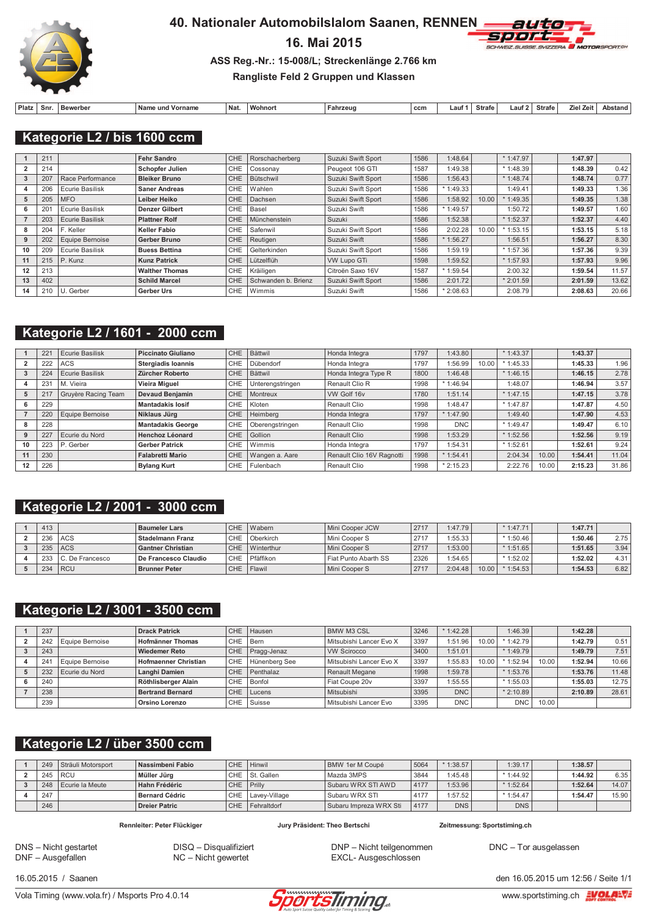# 40. Nationaler Automobilslalom Saanen, RENNEN

## 16. Mai 2015

### ASS Reg.-Nr.: 15-008/L; Streckenlänge 2.766 km

### Rangliste Feld 2 Gruppen und Klassen

## Kategorie L2 / bis 1600 ccm

| Platz | Snr. | Bewerber | Name und Vorname | Nat. | Wohnort | Fahrzeug | ccm | Lauf 1 | Strafe | Lauf 2 | Strafe | Ziel Zeit | Abstand |
|---|---|---|---|---|---|---|---|---|---|---|---|---|---|
| 1 | 211 | | **Fehr Sandro** | CHE | Rorschacherberg | Suzuki Swift Sport | 1586 | 1:48.64 | | * 1:47.97 | | **1:47.97** | |
| 2 | 214 | | **Schopfer Julien** | CHE | Cossonay | Peugeot 106 GTI | 1587 | 1:49.38 | | * 1:48.39 | | **1:48.39** | 0.42 |
| 3 | 207 | Race Performance | **Bleiker Bruno** | CHE | Bütschwil | Suzuki Swift Sport | 1586 | 1:56.43 | | * 1:48.74 | | **1:48.74** | 0.77 |
| 4 | 206 | Ecurie Basilisk | **Saner Andreas** | CHE | Wahlen | Suzuki Swift Sport | 1586 | * 1:49.33 | | 1:49.41 | | **1:49.33** | 1.36 |
| 5 | 205 | MFO | **Leiber Heiko** | CHE | Dachsen | Suzuki Swift Sport | 1586 | 1:58.92 | 10.00 | * 1:49.35 | | **1:49.35** | 1.38 |
| 6 | 201 | Ecurie Basilisk | **Denzer Gilbert** | CHE | Basel | Suzuki Swift | 1586 | * 1:49.57 | | 1:50.72 | | **1:49.57** | 1.60 |
| 7 | 203 | Ecurie Basilisk | **Plattner Rolf** | CHE | Münchenstein | Suzuki | 1586 | 1:52.38 | | * 1:52.37 | | **1:52.37** | 4.40 |
| 8 | 204 | F. Keller | **Keller Fabio** | CHE | Safenwil | Suzuki Swift Sport | 1586 | 2:02.28 | 10.00 | * 1:53.15 | | **1:53.15** | 5.18 |
| 9 | 202 | Equipe Bernoise | **Gerber Bruno** | CHE | Reutigen | Suzuki Swift | 1586 | * 1:56.27 | | 1:56.51 | | **1:56.27** | 8.30 |
| 10 | 209 | Ecurie Basilisk | **Buess Bettina** | CHE | Gelterkinden | Suzuki Swift Sport | 1586 | 1:59.19 | | * 1:57.36 | | **1:57.36** | 9.39 |
| 11 | 215 | P. Kunz | **Kunz Patrick** | CHE | Lützelflüh | VW Lupo GTi | 1598 | 1:59.52 | | * 1:57.93 | | **1:57.93** | 9.96 |
| 12 | 213 | | **Walther Thomas** | CHE | Kräiligen | Citroën Saxo 16V | 1587 | * 1:59.54 | | 2:00.32 | | **1:59.54** | 11.57 |
| 13 | 402 | | **Schild Marcel** | CHE | Schwanden b. Brienz | Suzuki Swift Sport | 1586 | 2:01.72 | | * 2:01.59 | | **2:01.59** | 13.62 |
| 14 | 210 | U. Gerber | **Gerber Urs** | CHE | Wimmis | Suzuki Swift | 1586 | * 2:08.63 | | 2:08.79 | | **2:08.63** | 20.66 |

## Kategorie L2 / 1601 - 2000 ccm

| Platz | Snr. | Bewerber | Name und Vorname | Nat. | Wohnort | Fahrzeug | ccm | Lauf 1 | Strafe | Lauf 2 | Strafe | Ziel Zeit | Abstand |
|---|---|---|---|---|---|---|---|---|---|---|---|---|---|
| 1 | 221 | Ecurie Basilisk | **Piccinato Giuliano** | CHE | Bättwil | Honda Integra | 1797 | 1:43.80 | | * 1:43.37 | | **1:43.37** | |
| 2 | 222 | ACS | **Stergiadis Ioannis** | CHE | Dübendorf | Honda Integra | 1797 | 1:56.99 | 10.00 | * 1:45.33 | | **1:45.33** | 1.96 |
| 3 | 224 | Ecurie Basilisk | **Zürcher Roberto** | CHE | Bättwil | Honda Integra Type R | 1800 | 1:46.48 | | * 1:46.15 | | **1:46.15** | 2.78 |
| 4 | 231 | M. Vieira | **Vieira Miguel** | CHE | Unterengstringen | Renault Clio R | 1998 | * 1:46.94 | | 1:48.07 | | **1:46.94** | 3.57 |
| 5 | 217 | Gruyère Racing Team | **Devaud Benjamin** | CHE | Montreux | VW Golf 16v | 1780 | 1:51.14 | | * 1:47.15 | | **1:47.15** | 3.78 |
| 6 | 229 | | **Mantadakis Iosif** | CHE | Kloten | Renault Clio | 1998 | 1:48.47 | | * 1:47.87 | | **1:47.87** | 4.50 |
| 7 | 220 | Equipe Bernoise | **Niklaus Jürg** | CHE | Heimberg | Honda Integra | 1797 | * 1:47.90 | | 1:49.40 | | **1:47.90** | 4.53 |
| 8 | 228 | | **Mantadakis George** | CHE | Oberengstringen | Renault Clio | 1998 | DNC | | * 1:49.47 | | **1:49.47** | 6.10 |
| 9 | 227 | Ecurie du Nord | **Henchoz Léonard** | CHE | Gollion | Renault Clio | 1998 | 1:53.29 | | * 1:52.56 | | **1:52.56** | 9.19 |
| 10 | 223 | P. Gerber | **Gerber Patrick** | CHE | Wimmis | Honda Integra | 1797 | 1:54.31 | | * 1:52.61 | | **1:52.61** | 9.24 |
| 11 | 230 | | **Falabretti Mario** | CHE | Wangen a. Aare | Renault Clio 16V Ragnotti | 1998 | * 1:54.41 | | 2:04.34 | 10.00 | **1:54.41** | 11.04 |
| 12 | 226 | | **Bylang Kurt** | CHE | Fulenbach | Renault Clio | 1998 | * 2:15.23 | | 2:22.76 | 10.00 | **2:15.23** | 31.86 |

## Kategorie L2 / 2001 - 3000 ccm

| Platz | Snr. | Bewerber | Name und Vorname | Nat. | Wohnort | Fahrzeug | ccm | Lauf 1 | Strafe | Lauf 2 | Strafe | Ziel Zeit | Abstand |
|---|---|---|---|---|---|---|---|---|---|---|---|---|---|
| 1 | 413 | | **Baumeler Lars** | CHE | Wabern | Mini Cooper JCW | 2717 | 1:47.79 | | * 1:47.71 | | **1:47.71** | |
| 2 | 236 | ACS | **Stadelmann Franz** | CHE | Oberkirch | Mini Cooper S | 2717 | 1:55.33 | | * 1:50.46 | | **1:50.46** | 2.75 |
| 3 | 235 | ACS | **Gantner Christian** | CHE | Winterthur | Mini Cooper S | 2717 | 1:53.00 | | * 1:51.65 | | **1:51.65** | 3.94 |
| 4 | 233 | C. De Francesco | **De Francesco Claudio** | CHE | Pfäffikon | Fiat Punto Abarth SS | 2326 | 1:54.65 | | * 1:52.02 | | **1:52.02** | 4.31 |
| 5 | 234 | RCU | **Brunner Peter** | CHE | Flawil | Mini Cooper S | 2717 | 2:04.48 | 10.00 | * 1:54.53 | | **1:54.53** | 6.82 |

## Kategorie L2 / 3001 - 3500 ccm

| Platz | Snr. | Bewerber | Name und Vorname | Nat. | Wohnort | Fahrzeug | ccm | Lauf 1 | Strafe | Lauf 2 | Strafe | Ziel Zeit | Abstand |
|---|---|---|---|---|---|---|---|---|---|---|---|---|---|
| 1 | 237 | | **Drack Patrick** | CHE | Hausen | BMW M3 CSL | 3246 | * 1:42.28 | | 1:46.39 | | **1:42.28** | |
| 2 | 242 | Equipe Bernoise | **Hofmänner Thomas** | CHE | Bern | Mitsubishi Lancer Evo X | 3397 | 1:51.96 | 10.00 | * 1:42.79 | | **1:42.79** | 0.51 |
| 3 | 243 | | **Wiedemer Reto** | CHE | Pragg-Jenaz | VW Scirocco | 3400 | 1:51.01 | | * 1:49.79 | | **1:49.79** | 7.51 |
| 4 | 241 | Equipe Bernoise | **Hofmaenner Christian** | CHE | Hünenberg See | Mitsubishi Lancer Evo X | 3397 | 1:55.83 | 10.00 | * 1:52.94 | 10.00 | **1:52.94** | 10.66 |
| 5 | 232 | Ecurie du Nord | **Langhi Damien** | CHE | Penthalaz | Renault Megane | 1998 | 1:59.78 | | * 1:53.76 | | **1:53.76** | 11.48 |
| 6 | 240 | | **Röthlisberger Alain** | CHE | Bonfol | Fiat Coupe 20v | 3397 | 1:55.55 | | * 1:55.03 | | **1:55.03** | 12.75 |
| 7 | 238 | | **Bertrand Bernard** | CHE | Lucens | Mitsubishi | 3395 | DNC | | * 2:10.89 | | **2:10.89** | 28.61 |
| | 239 | | **Orsino Lorenzo** | CHE | Suisse | Mitsubishi Lancer Evo | 3395 | DNC | | DNC | 10.00 | | |

## Kategorie L2 / über 3500 ccm

| Platz | Snr. | Bewerber | Name und Vorname | Nat. | Wohnort | Fahrzeug | ccm | Lauf 1 | Strafe | Lauf 2 | Strafe | Ziel Zeit | Abstand |
|---|---|---|---|---|---|---|---|---|---|---|---|---|---|
| 1 | 249 | Sträuli Motorsport | **Nassimbeni Fabio** | CHE | Hinwil | BMW 1er M Coupé | 5064 | * 1:38.57 | | 1:39.17 | | **1:38.57** | |
| 2 | 245 | RCU | **Müller Jürg** | CHE | St. Gallen | Mazda 3MPS | 3844 | 1:45.48 | | * 1:44.92 | | **1:44.92** | 6.35 |
| 3 | 248 | Ecurie la Meute | **Hahn Frédéric** | CHE | Prilly | Subaru WRX STI AWD | 4177 | 1:53.96 | | * 1:52.64 | | **1:52.64** | 14.07 |
| 4 | 247 | | **Bernard Cédric** | CHE | Lavey-Village | Subaru WRX STI | 4177 | 1:57.52 | | * 1:54.47 | | **1:54.47** | 15.90 |
| | 246 | | **Dreier Patric** | CHE | Fehraltdorf | Subaru Impreza WRX Sti | 4177 | DNS | | DNS | | | |

**Rennleiter: Peter Flückiger** | **Jury Präsident: Theo Bertschi** | **Zeitmessung: Sportstiming.ch**

DNS – Nicht gestartet
DNF – Ausgefallen
DISQ – Disqualifiziert
NC – Nicht gewertet
DNP – Nicht teilgenommen
EXCL- Ausgeschlossen
DNC – Tor ausgelassen

16.05.2015 / Saanen — den 16.05.2015 um 12:56 / Seite 1/1

Vola Timing (www.vola.fr) / Msports Pro 4.0.14 — www.sportstiming.ch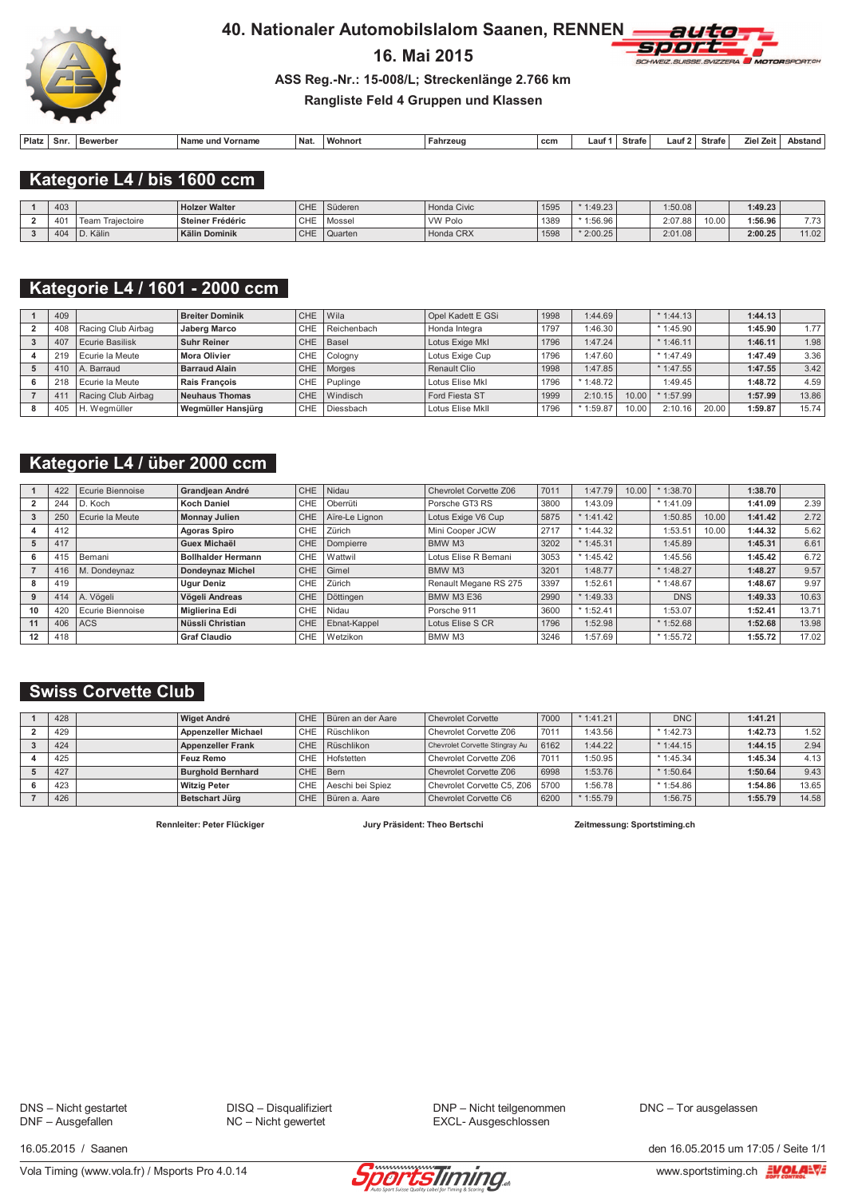# 40. Nationaler Automobilslalom Saanen, RENNEN

## 16. Mai 2015

**ASS Reg.-Nr.: 15-008/L; Streckenlänge 2.766 km**

**Rangliste Feld 4 Gruppen und Klassen**

## Kategorie L4 / bis 1600 ccm

| Platz | Snr. | Bewerber | Name und Vorname | Nat. | Wohnort | Fahrzeug | ccm | Lauf 1 | Strafe | Lauf 2 | Strafe | Ziel Zeit | Abstand |
|---|---|---|---|---|---|---|---|---|---|---|---|---|---|
| 1 | 403 | | **Holzer Walter** | CHE | Süderen | Honda Civic | 1595 | * 1:49.23 | | 1:50.08 | | **1:49.23** | |
| 2 | 401 | Team Trajectoire | **Steiner Frédéric** | CHE | Mossel | VW Polo | 1389 | * 1:56.96 | | 2:07.88 | 10.00 | **1:56.96** | 7.73 |
| 3 | 404 | D. Kälin | **Kälin Dominik** | CHE | Quarten | Honda CRX | 1598 | * 2:00.25 | | 2:01.08 | | **2:00.25** | 11.02 |

## Kategorie L4 / 1601 - 2000 ccm

| Platz | Snr. | Bewerber | Name und Vorname | Nat. | Wohnort | Fahrzeug | ccm | Lauf 1 | Strafe | Lauf 2 | Strafe | Ziel Zeit | Abstand |
|---|---|---|---|---|---|---|---|---|---|---|---|---|---|
| 1 | 409 | | **Breiter Dominik** | CHE | Wila | Opel Kadett E GSi | 1998 | 1:44.69 | | * 1:44.13 | | **1:44.13** | |
| 2 | 408 | Racing Club Airbag | **Jaberg Marco** | CHE | Reichenbach | Honda Integra | 1797 | 1:46.30 | | * 1:45.90 | | **1:45.90** | 1.77 |
| 3 | 407 | Ecurie Basilisk | **Suhr Reiner** | CHE | Basel | Lotus Exige MkI | 1796 | 1:47.24 | | * 1:46.11 | | **1:46.11** | 1.98 |
| 4 | 219 | Ecurie la Meute | **Mora Olivier** | CHE | Cologny | Lotus Exige Cup | 1796 | 1:47.60 | | * 1:47.49 | | **1:47.49** | 3.36 |
| 5 | 410 | A. Barraud | **Barraud Alain** | CHE | Morges | Renault Clio | 1998 | 1:47.85 | | * 1:47.55 | | **1:47.55** | 3.42 |
| 6 | 218 | Ecurie la Meute | **Rais François** | CHE | Puplinge | Lotus Elise MkI | 1796 | * 1:48.72 | | 1:49.45 | | **1:48.72** | 4.59 |
| 7 | 411 | Racing Club Airbag | **Neuhaus Thomas** | CHE | Windisch | Ford Fiesta ST | 1999 | 2:10.15 | 10.00 | * 1:57.99 | | **1:57.99** | 13.86 |
| 8 | 405 | H. Wegmüller | **Wegmüller Hansjürg** | CHE | Diessbach | Lotus Elise MkII | 1796 | * 1:59.87 | 10.00 | 2:10.16 | 20.00 | **1:59.87** | 15.74 |

## Kategorie L4 / über 2000 ccm

| Platz | Snr. | Bewerber | Name und Vorname | Nat. | Wohnort | Fahrzeug | ccm | Lauf 1 | Strafe | Lauf 2 | Strafe | Ziel Zeit | Abstand |
|---|---|---|---|---|---|---|---|---|---|---|---|---|---|
| 1 | 422 | Ecurie Biennoise | **Grandjean André** | CHE | Nidau | Chevrolet Corvette Z06 | 7011 | 1:47.79 | 10.00 | * 1:38.70 | | **1:38.70** | |
| 2 | 244 | D. Koch | **Koch Daniel** | CHE | Oberrüti | Porsche GT3 RS | 3800 | 1:43.09 | | * 1:41.09 | | **1:41.09** | 2.39 |
| 3 | 250 | Ecurie la Meute | **Monnay Julien** | CHE | Aïre-Le Lignon | Lotus Exige V6 Cup | 5875 | * 1:41.42 | | 1:50.85 | 10.00 | **1:41.42** | 2.72 |
| 4 | 412 | | **Agoras Spiro** | CHE | Zürich | Mini Cooper JCW | 2717 | * 1:44.32 | | 1:53.51 | 10.00 | **1:44.32** | 5.62 |
| 5 | 417 | | **Guex Michaël** | CHE | Dompierre | BMW M3 | 3202 | * 1:45.31 | | 1:45.89 | | **1:45.31** | 6.61 |
| 6 | 415 | Bemani | **Bollhalder Hermann** | CHE | Wattwil | Lotus Elise R Bemani | 3053 | * 1:45.42 | | 1:45.56 | | **1:45.42** | 6.72 |
| 7 | 416 | M. Dondeynaz | **Dondeynaz Michel** | CHE | Gimel | BMW M3 | 3201 | 1:48.77 | | * 1:48.27 | | **1:48.27** | 9.57 |
| 8 | 419 | | **Ugur Deniz** | CHE | Zürich | Renault Megane RS 275 | 3397 | 1:52.61 | | * 1:48.67 | | **1:48.67** | 9.97 |
| 9 | 414 | A. Vögeli | **Vögeli Andreas** | CHE | Döttingen | BMW M3 E36 | 2990 | * 1:49.33 | | DNS | | **1:49.33** | 10.63 |
| 10 | 420 | Ecurie Biennoise | **Miglierina Edi** | CHE | Nidau | Porsche 911 | 3600 | * 1:52.41 | | 1:53.07 | | **1:52.41** | 13.71 |
| 11 | 406 | ACS | **Nüssli Christian** | CHE | Ebnat-Kappel | Lotus Elise S CR | 1796 | 1:52.98 | | * 1:52.68 | | **1:52.68** | 13.98 |
| 12 | 418 | | **Graf Claudio** | CHE | Wetzikon | BMW M3 | 3246 | 1:57.69 | | * 1:55.72 | | **1:55.72** | 17.02 |

## Swiss Corvette Club

| Platz | Snr. | Bewerber | Name und Vorname | Nat. | Wohnort | Fahrzeug | ccm | Lauf 1 | Strafe | Lauf 2 | Strafe | Ziel Zeit | Abstand |
|---|---|---|---|---|---|---|---|---|---|---|---|---|---|
| 1 | 428 | | **Wiget André** | CHE | Büren an der Aare | Chevrolet Corvette | 7000 | * 1:41.21 | | DNC | | **1:41.21** | |
| 2 | 429 | | **Appenzeller Michael** | CHE | Rüschlikon | Chevrolet Corvette Z06 | 7011 | 1:43.56 | | * 1:42.73 | | **1:42.73** | 1.52 |
| 3 | 424 | | **Appenzeller Frank** | CHE | Rüschlikon | Chevrolet Corvette Stingray Au | 6162 | 1:44.22 | | * 1:44.15 | | **1:44.15** | 2.94 |
| 4 | 425 | | **Feuz Remo** | CHE | Hofstetten | Chevrolet Corvette Z06 | 7011 | 1:50.95 | | * 1:45.34 | | **1:45.34** | 4.13 |
| 5 | 427 | | **Burghold Bernhard** | CHE | Bern | Chevrolet Corvette Z06 | 6998 | 1:53.76 | | * 1:50.64 | | **1:50.64** | 9.43 |
| 6 | 423 | | **Witzig Peter** | CHE | Aeschi bei Spiez | Chevrolet Corvette C5, Z06 | 5700 | 1:56.78 | | * 1:54.86 | | **1:54.86** | 13.65 |
| 7 | 426 | | **Betschart Jürg** | CHE | Büren a. Aare | Chevrolet Corvette C6 | 6200 | * 1:55.79 | | 1:56.75 | | **1:55.79** | 14.58 |

**Rennleiter: Peter Flückiger** **Jury Präsident: Theo Bertschi** **Zeitmessung: Sportstiming.ch**

DNS – Nicht gestartet
DNF – Ausgefallen
DISQ – Disqualifiziert
NC – Nicht gewertet
DNP – Nicht teilgenommen
EXCL- Ausgeschlossen
DNC – Tor ausgelassen

16.05.2015 / Saanen

den 16.05.2015 um 17:05 / Seite 1/1

Vola Timing (www.vola.fr) / Msports Pro 4.0.14

www.sportstiming.ch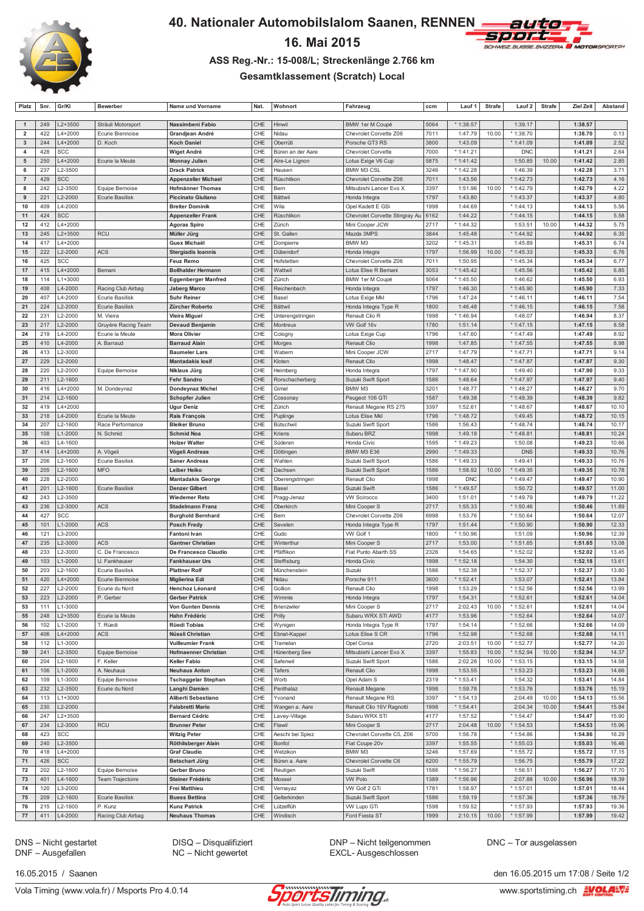# 40. Nationaler Automobilslalom Saanen, RENNEN

## 16. Mai 2015

### ASS Reg.-Nr.: 15-008/L; Streckenlänge 2.766 km

### Gesamtklassement (Scratch) Local

| Platz | Snr. | Gr/Kl | Bewerber | Name und Vorname | Nat. | Wohnort | Fahrzeug | ccm | Lauf 1 | Strafe | Lauf 2 | Strafe | Ziel Zeit | Abstand |
|---|---|---|---|---|---|---|---|---|---|---|---|---|---|---|
| 1 | 249 | L2+3500 | Sträuli Motorsport | **Nassimbeni Fabio** | CHE | Hinwil | BMW 1er M Coupé | 5064 | * 1:38.57 | | 1:39.17 | | **1:38.57** | |
| 2 | 422 | L4+2000 | Ecurie Biennoise | **Grandjean André** | CHE | Nidau | Chevrolet Corvette Z06 | 7011 | 1:47.79 | 10.00 | * 1:38.70 | | **1:38.70** | 0.13 |
| 3 | 244 | L4+2000 | D. Koch | **Koch Daniel** | CHE | Oberrüti | Porsche GT3 RS | 3800 | 1:43.09 | | * 1:41.09 | | **1:41.09** | 2.52 |
| 4 | 428 | SCC | | **Wiget André** | CHE | Büren an der Aare | Chevrolet Corvette | 7000 | * 1:41.21 | | DNC | | **1:41.21** | 2.64 |
| 5 | 250 | L4+2000 | Ecurie la Meute | **Monnay Julien** | CHE | Aire-Le Lignon | Lotus Exige V6 Cup | 5875 | * 1:41.42 | | 1:50.85 | 10.00 | **1:41.42** | 2.85 |
| 6 | 237 | L2-3500 | | **Drack Patrick** | CHE | Hausen | BMW M3 CSL | 3246 | * 1:42.28 | | 1:46.39 | | **1:42.28** | 3.71 |
| 7 | 429 | SCC | | **Appenzeller Michael** | CHE | Rüschlikon | Chevrolet Corvette Z06 | 7011 | 1:43.56 | | * 1:42.73 | | **1:42.73** | 4.16 |
| 8 | 242 | L2-3500 | Equipe Bernoise | **Hofmänner Thomas** | CHE | Bern | Mitsubishi Lancer Evo X | 3397 | 1:51.96 | 10.00 | * 1:42.79 | | **1:42.79** | 4.22 |
| 9 | 221 | L2-2000 | Ecurie Basilisk | **Piccinato Giuliano** | CHE | Bättwil | Honda Integra | 1797 | 1:43.80 | | * 1:43.37 | | **1:43.37** | 4.80 |
| 10 | 409 | L4-2000 | | **Breiter Dominik** | CHE | Wila | Opel Kadett E GSi | 1998 | 1:44.69 | | * 1:44.13 | | **1:44.13** | 5.56 |
| 11 | 424 | SCC | | **Appenzeller Frank** | CHE | Rüschlikon | Chevrolet Corvette Stingray Au | 6162 | 1:44.22 | | * 1:44.15 | | **1:44.15** | 5.58 |
| 12 | 412 | L4+2000 | | **Agoras Spiro** | CHE | Zürich | Mini Cooper JCW | 2717 | * 1:44.32 | | 1:53.51 | 10.00 | **1:44.32** | 5.75 |
| 13 | 245 | L2+3500 | RCU | **Müller Jürg** | CHE | St. Gallen | Mazda 3MPS | 3844 | 1:45.48 | | * 1:44.92 | | **1:44.92** | 6.35 |
| 14 | 417 | L4+2000 | | **Guex Micha​ël** | CHE | Dompierre | BMW M3 | 3202 | * 1:45.31 | | 1:45.89 | | **1:45.31** | 6.74 |
| 15 | 222 | L2-2000 | ACS | **Stergiadis Ioannis** | CHE | Dübendorf | Honda Integra | 1797 | 1:56.99 | 10.00 | * 1:45.33 | | **1:45.33** | 6.76 |
| 16 | 425 | SCC | | **Feuz Remo** | CHE | Hofstetten | Chevrolet Corvette Z06 | 7011 | 1:50.95 | | * 1:45.34 | | **1:45.34** | 6.77 |
| 17 | 415 | L4+2000 | Bemani | **Bollhalder Hermann** | CHE | Wattwil | Lotus Elise R Bemani | 3053 | * 1:45.42 | | 1:45.56 | | **1:45.42** | 6.85 |
| 18 | 114 | L1+3000 | | **Eggenberger Manfred** | CHE | Zürich | BMW 1er M Coupé | 5064 | * 1:45.50 | | 1:46.62 | | **1:45.50** | 6.93 |
| 19 | 408 | L4-2000 | Racing Club Airbag | **Jaberg Marco** | CHE | Reichenbach | Honda Integra | 1797 | 1:46.30 | | * 1:45.90 | | **1:45.90** | 7.33 |
| 20 | 407 | L4-2000 | Ecurie Basilisk | **Suhr Reiner** | CHE | Basel | Lotus Exige MkI | 1796 | 1:47.24 | | * 1:46.11 | | **1:46.11** | 7.54 |
| 21 | 224 | L2-2000 | Ecurie Basilisk | **Zürcher Roberto** | CHE | Bättwil | Honda Integra Type R | 1800 | 1:46.48 | | * 1:46.15 | | **1:46.15** | 7.58 |
| 22 | 231 | L2-2000 | M. Vieira | **Vieira Miguel** | CHE | Unterengstringen | Renault Clio R | 1998 | * 1:46.94 | | 1:48.07 | | **1:46.94** | 8.37 |
| 23 | 217 | L2-2000 | Gruyère Racing Team | **Devaud Benjamin** | CHE | Montreux | VW Golf 16v | 1780 | 1:51.14 | | * 1:47.15 | | **1:47.15** | 8.58 |
| 24 | 219 | L4-2000 | Ecurie la Meute | **Mora Olivier** | CHE | Cologny | Lotus Exige Cup | 1796 | 1:47.60 | | * 1:47.49 | | **1:47.49** | 8.92 |
| 25 | 410 | L4-2000 | A. Barraud | **Barraud Alain** | CHE | Morges | Renault Clio | 1998 | 1:47.85 | | * 1:47.55 | | **1:47.55** | 8.98 |
| 26 | 413 | L2-3000 | | **Baumeler Lars** | CHE | Wabern | Mini Cooper JCW | 2717 | 1:47.79 | | * 1:47.71 | | **1:47.71** | 9.14 |
| 27 | 229 | L2-2000 | | **Mantadakis Iosif** | CHE | Kloten | Renault Clio | 1998 | 1:48.47 | | * 1:47.87 | | **1:47.87** | 9.30 |
| 28 | 220 | L2-2000 | Equipe Bernoise | **Niklaus Jürg** | CHE | Heimberg | Honda Integra | 1797 | * 1:47.90 | | 1:49.40 | | **1:47.90** | 9.33 |
| 29 | 211 | L2-1600 | | **Fehr Sandro** | CHE | Rorschacherberg | Suzuki Swift Sport | 1586 | 1:48.64 | | * 1:47.97 | | **1:47.97** | 9.40 |
| 30 | 416 | L4+2000 | M. Dondeynaz | **Dondeynaz Michel** | CHE | Gimel | BMW M3 | 3201 | 1:48.77 | | * 1:48.27 | | **1:48.27** | 9.70 |
| 31 | 214 | L2-1600 | | **Schopfer Julien** | CHE | Cossonay | Peugeot 106 GTI | 1587 | 1:49.38 | | * 1:48.39 | | **1:48.39** | 9.82 |
| 32 | 419 | L4+2000 | | **Ugur Deniz** | CHE | Zürich | Renault Megane RS 275 | 3397 | 1:52.61 | | * 1:48.67 | | **1:48.67** | 10.10 |
| 33 | 218 | L4-2000 | Ecurie la Meute | **Rais François** | CHE | Puplinge | Lotus Elise MkI | 1796 | * 1:48.72 | | 1:49.45 | | **1:48.72** | 10.15 |
| 34 | 207 | L2-1600 | Race Performance | **Bleiker Bruno** | CHE | Bütschwil | Suzuki Swift Sport | 1586 | 1:56.43 | | * 1:48.74 | | **1:48.74** | 10.17 |
| 35 | 108 | L1-2000 | N. Schmid | **Schmid Noa** | CHE | Kriens | Subaru BRZ | 1998 | 1:49.18 | | * 1:48.81 | | **1:48.81** | 10.24 |
| 36 | 403 | L4-1600 | | **Holzer Walter** | CHE | Süderen | Honda Civic | 1595 | * 1:49.23 | | 1:50.08 | | **1:49.23** | 10.66 |
| 37 | 414 | L4+2000 | A. Vögeli | **Vögeli Andreas** | CHE | Döttingen | BMW M3 E36 | 2990 | * 1:49.33 | | DNS | | **1:49.33** | 10.76 |
| 37 | 206 | L2-1600 | Ecurie Basilisk | **Saner Andreas** | CHE | Wahlen | Suzuki Swift Sport | 1586 | * 1:49.33 | | 1:49.41 | | **1:49.33** | 10.76 |
| 39 | 205 | L2-1600 | MFO | **Leiber Heiko** | CHE | Dachsen | Suzuki Swift Sport | 1586 | 1:58.92 | 10.00 | * 1:49.35 | | **1:49.35** | 10.78 |
| 40 | 228 | L2-2000 | | **Mantadakis George** | CHE | Oberengstringen | Renault Clio | 1998 | DNC | | * 1:49.47 | | **1:49.47** | 10.90 |
| 41 | 201 | L2-1600 | Ecurie Basilisk | **Denzer Gilbert** | CHE | Basel | Suzuki Swift | 1586 | * 1:49.57 | | 1:50.72 | | **1:49.57** | 11.00 |
| 42 | 243 | L2-3500 | | **Wiedemer Reto** | CHE | Pragg-Jenaz | VW Scirocco | 3400 | 1:51.01 | | * 1:49.79 | | **1:49.79** | 11.22 |
| 43 | 236 | L2-3000 | ACS | **Stadelmann Franz** | CHE | Oberkirch | Mini Cooper S | 2717 | 1:55.33 | | * 1:50.46 | | **1:50.46** | 11.89 |
| 44 | 427 | SCC | | **Burghold Bernhard** | CHE | Bern | Chevrolet Corvette Z06 | 6998 | 1:53.76 | | * 1:50.64 | | **1:50.64** | 12.07 |
| 45 | 101 | L1-2000 | ACS | **Posch Fredy** | CHE | Sevelen | Honda Integra Type R | 1797 | 1:51.44 | | * 1:50.90 | | **1:50.90** | 12.33 |
| 46 | 121 | L3-2000 | | **Fantoni Ivan** | CHE | Gudo | VW Golf 1 | 1800 | * 1:50.96 | | 1:51.09 | | **1:50.96** | 12.39 |
| 47 | 235 | L2-3000 | ACS | **Gantner Christian** | CHE | Winterthur | Mini Cooper S | 2717 | 1:53.00 | | * 1:51.65 | | **1:51.65** | 13.08 |
| 48 | 233 | L2-3000 | C. De Francesco | **De Francesco Claudio** | CHE | Pfäffikon | Fiat Punto Abarth SS | 2326 | 1:54.65 | | * 1:52.02 | | **1:52.02** | 13.45 |
| 49 | 103 | L1-2000 | U. Fankhauser | **Fankhauser Urs** | CHE | Steffisburg | Honda Civic | 1998 | * 1:52.18 | | 1:54.30 | | **1:52.18** | 13.61 |
| 50 | 203 | L2-1600 | Ecurie Basilisk | **Plattner Rolf** | CHE | Münchenstein | Suzuki | 1586 | 1:52.38 | | * 1:52.37 | | **1:52.37** | 13.80 |
| 51 | 420 | L4+2000 | Ecurie Biennoise | **Migliorina Edi** | CHE | Nidau | Porsche 911 | 3600 | * 1:52.41 | | 1:53.07 | | **1:52.41** | 13.84 |
| 52 | 227 | L2-2000 | Ecurie du Nord | **Henchoz Léonard** | CHE | Gollion | Renault Clio | 1998 | 1:53.29 | | * 1:52.56 | | **1:52.56** | 13.99 |
| 53 | 223 | L2-2000 | P. Gerber | **Gerber Patrick** | CHE | Wimmis | Honda Integra | 1797 | 1:54.31 | | * 1:52.61 | | **1:52.61** | 14.04 |
| 53 | 111 | L1-3000 | | **Von Gunten Dennis** | CHE | Brienzwiler | Mini Cooper S | 2717 | 2:02.43 | 10.00 | * 1:52.61 | | **1:52.61** | 14.04 |
| 55 | 248 | L2+3500 | Ecurie la Meute | **Hahn Frédéric** | CHE | Prilly | Subaru WRX STI AWD | 4177 | 1:53.96 | | * 1:52.64 | | **1:52.64** | 14.07 |
| 56 | 102 | L1-2000 | T. Rüedi | **Rüedi Tobias** | CHE | Wynigen | Honda Integra Type R | 1797 | 1:54.14 | | * 1:52.66 | | **1:52.66** | 14.09 |
| 57 | 406 | L4+2000 | ACS | **Nüssli Christian** | CHE | Ebnat-Kappel | Lotus Elise S CR | 1796 | 1:52.98 | | * 1:52.68 | | **1:52.68** | 14.11 |
| 58 | 112 | L1-3000 | | **Vuilleumier Frank** | CHE | Tramelan | Opel Corsa | 2720 | 2:03.51 | 10.00 | * 1:52.77 | | **1:52.77** | 14.20 |
| 59 | 241 | L2-3500 | Equipe Bernoise | **Hofmaenner Christian** | CHE | Hünenberg See | Mitsubishi Lancer Evo X | 3397 | 1:55.83 | 10.00 | * 1:52.94 | 10.00 | **1:52.94** | 14.37 |
| 60 | 204 | L2-1600 | F. Keller | **Keller Fabio** | CHE | Safenwil | Suzuki Swift Sport | 1586 | 2:02.28 | 10.00 | * 1:53.15 | | **1:53.15** | 14.58 |
| 61 | 106 | L1-2000 | A. Neuhaus | **Neuhaus Anton** | CHE | Tafers | Renault Clio | 1998 | 1:53.55 | | * 1:53.23 | | **1:53.23** | 14.66 |
| 62 | 109 | L1-3000 | Equipe Bernoise | **Tschaggelar Stephan** | CHE | Worb | Opel Adam S | 2319 | * 1:53.41 | | 1:54.32 | | **1:53.41** | 14.84 |
| 63 | 232 | L2-3500 | Ecurie du Nord | **Langhi Damien** | CHE | Penthalaz | Renault Megane | 1998 | 1:59.78 | | * 1:53.76 | | **1:53.76** | 15.19 |
| 64 | 113 | L1+3000 | | **Aliberti Sebastiano** | CHE | Yvonand | Renault Megane RS | 3397 | * 1:54.13 | | 2:04.49 | 10.00 | **1:54.13** | 15.56 |
| 65 | 230 | L2-2000 | | **Falabretti Mario** | CHE | Wangen a. Aare | Renault Clio 16V Ragnotti | 1998 | * 1:54.41 | | 2:04.34 | 10.00 | **1:54.41** | 15.84 |
| 66 | 247 | L2+3500 | | **Bernard Cédric** | CHE | Lavey-Village | Subaru WRX STI | 4177 | 1:57.52 | | * 1:54.47 | | **1:54.47** | 15.90 |
| 67 | 234 | L2-3000 | RCU | **Brunner Peter** | CHE | Flawil | Mini Cooper S | 2717 | 2:04.48 | 10.00 | * 1:54.53 | | **1:54.53** | 15.96 |
| 68 | 423 | SCC | | **Witzig Peter** | CHE | Aeschi bei Spiez | Chevrolet Corvette C5, Z06 | 5700 | 1:56.78 | | * 1:54.86 | | **1:54.86** | 16.29 |
| 69 | 240 | L2-3500 | | **Röthlisberger Alain** | CHE | Bonfol | Fiat Coupe 20v | 3397 | 1:55.55 | | * 1:55.03 | | **1:55.03** | 16.46 |
| 70 | 418 | L4+2000 | | **Graf Claudio** | CHE | Wetzikon | BMW M3 | 3246 | 1:57.69 | | * 1:55.72 | | **1:55.72** | 17.15 |
| 71 | 426 | SCC | | **Betschart Jürg** | CHE | Büren a. Aare | Chevrolet Corvette C6 | 6200 | * 1:55.79 | | 1:56.75 | | **1:55.79** | 17.22 |
| 72 | 202 | L2-1600 | Equipe Bernoise | **Gerber Bruno** | CHE | Reutigen | Suzuki Swift | 1586 | * 1:56.27 | | 1:56.51 | | **1:56.27** | 17.70 |
| 73 | 401 | L4-1600 | Team Trajectoire | **Steiner Frédéric** | CHE | Mossel | VW Polo | 1389 | * 1:56.96 | | 2:07.88 | 10.00 | **1:56.96** | 18.39 |
| 74 | 120 | L3-2000 | | **Frei Matthieu** | CHE | Vernayaz | VW Golf 2 GTi | 1781 | 1:58.97 | | * 1:57.01 | | **1:57.01** | 18.44 |
| 75 | 209 | L2-1600 | Ecurie Basilisk | **Buess Bettina** | CHE | Gelterkinden | Suzuki Swift Sport | 1586 | 1:59.19 | | * 1:57.36 | | **1:57.36** | 18.79 |
| 76 | 215 | L2-1600 | P. Kunz | **Kunz Patrick** | CHE | Lützelflüh | VW Lupo GTi | 1598 | 1:59.52 | | * 1:57.93 | | **1:57.93** | 19.36 |
| 77 | 411 | L4-2000 | Racing Club Airbag | **Neuhaus Thomas** | CHE | Windisch | Ford Fiesta ST | 1999 | 2:10.15 | 10.00 | * 1:57.99 | | **1:57.99** | 19.42 |

DNS – Nicht gestartet
DNF – Ausgefallen

DISQ – Disqualifiziert
NC – Nicht gewertet

DNP – Nicht teilgenommen
EXCL- Ausgeschlossen

DNC – Tor ausgelassen

16.05.2015 / Saanen

den 16.05.2015 um 17:08 / Seite 1/2

Vola Timing (www.vola.fr) / Msports Pro 4.0.14

www.sportstiming.ch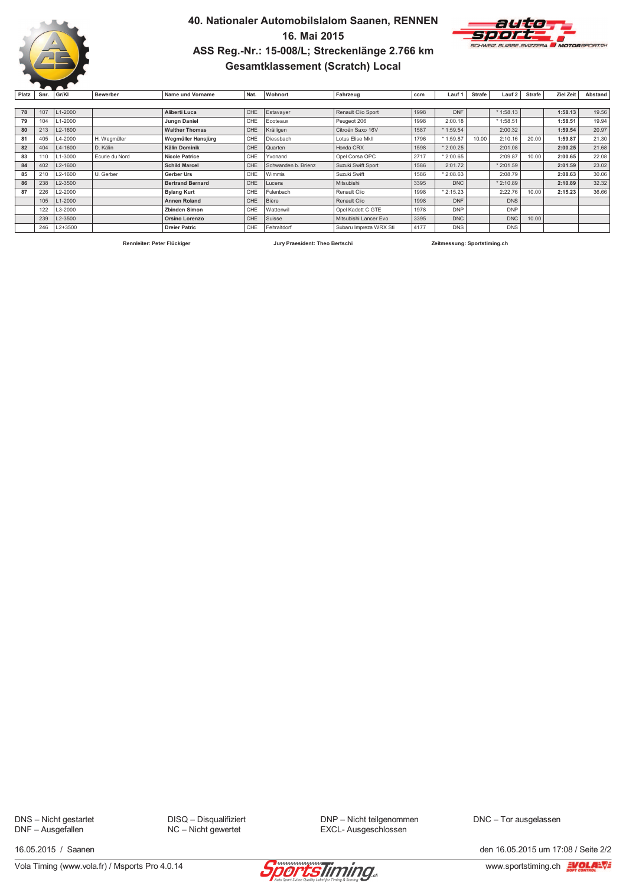# 40. Nationaler Automobilslalom Saanen, RENNEN

## 16. Mai 2015

## ASS Reg.-Nr.: 15-008/L; Streckenlänge 2.766 km

## Gesamtklassement (Scratch) Local

| Platz | Snr. | Gr/Kl | Bewerber | Name und Vorname | Nat. | Wohnort | Fahrzeug | ccm | Lauf 1 | Strafe | Lauf 2 | Strafe | Ziel Zeit | Abstand |
|---|---|---|---|---|---|---|---|---|---|---|---|---|---|---|
| 78 | 107 | L1-2000 | | Aliberti Luca | CHE | Estavayer | Renault Clio Sport | 1998 | DNF | | * 1:58.13 | | 1:58.13 | 19.56 |
| 79 | 104 | L1-2000 | | Jungn Daniel | CHE | Ecoteaux | Peugeot 206 | 1998 | 2:00.18 | | * 1:58.51 | | 1:58.51 | 19.94 |
| 80 | 213 | L2-1600 | | Walther Thomas | CHE | Kräiligen | Citroën Saxo 16V | 1587 | * 1:59.54 | | 2:00.32 | | 1:59.54 | 20.97 |
| 81 | 405 | L4-2000 | H. Wegmüller | Wegmüller Hansjürg | CHE | Diessbach | Lotus Elise MkII | 1796 | * 1:59.87 | 10.00 | 2:10.16 | 20.00 | 1:59.87 | 21.30 |
| 82 | 404 | L4-1600 | D. Kälin | Kälin Dominik | CHE | Quarten | Honda CRX | 1598 | * 2:00.25 | | 2:01.08 | | 2:00.25 | 21.68 |
| 83 | 110 | L1-3000 | Ecurie du Nord | Nicole Patrice | CHE | Yvonand | Opel Corsa OPC | 2717 | * 2:00.65 | | 2:09.87 | 10.00 | 2:00.65 | 22.08 |
| 84 | 402 | L2-1600 | | Schild Marcel | CHE | Schwanden b. Brienz | Suzuki Swift Sport | 1586 | 2:01.72 | | * 2:01.59 | | 2:01.59 | 23.02 |
| 85 | 210 | L2-1600 | U. Gerber | Gerber Urs | CHE | Wimmis | Suzuki Swift | 1586 | * 2:08.63 | | 2:08.79 | | 2:08.63 | 30.06 |
| 86 | 238 | L2-3500 | | Bertrand Bernard | CHE | Lucens | Mitsubishi | 3395 | DNC | | * 2:10.89 | | 2:10.89 | 32.32 |
| 87 | 226 | L2-2000 | | Bylang Kurt | CHE | Fulenbach | Renault Clio | 1998 | * 2:15.23 | | 2:22.76 | 10.00 | 2:15.23 | 36.66 |
| | 105 | L1-2000 | | Annen Roland | CHE | Bière | Renault Clio | 1998 | DNF | | DNS | | | |
| | 122 | L3-2000 | | Zbinden Simon | CHE | Wattenwil | Opel Kadett C GTE | 1978 | DNP | | DNP | | | |
| | 239 | L2-3500 | | Orsino Lorenzo | CHE | Suisse | Mitsubishi Lancer Evo | 3395 | DNC | | DNC | 10.00 | | |
| | 246 | L2+3500 | | Dreier Patric | CHE | Fehraltdorf | Subaru Impreza WRX Sti | 4177 | DNS | | DNS | | | |

Rennleiter: Peter Flückiger

Jury Praesident: Theo Bertschi

Zeitmessung: Sportstiming.ch

DNS – Nicht gestartet
DNF – Ausgefallen

DISQ – Disqualifiziert
NC – Nicht gewertet

DNP – Nicht teilgenommen
EXCL- Ausgeschlossen

DNC – Tor ausgelassen

16.05.2015 / Saanen

den 16.05.2015 um 17:08 / Seite 2/2

Vola Timing (www.vola.fr) / Msports Pro 4.0.14

www.sportstiming.ch